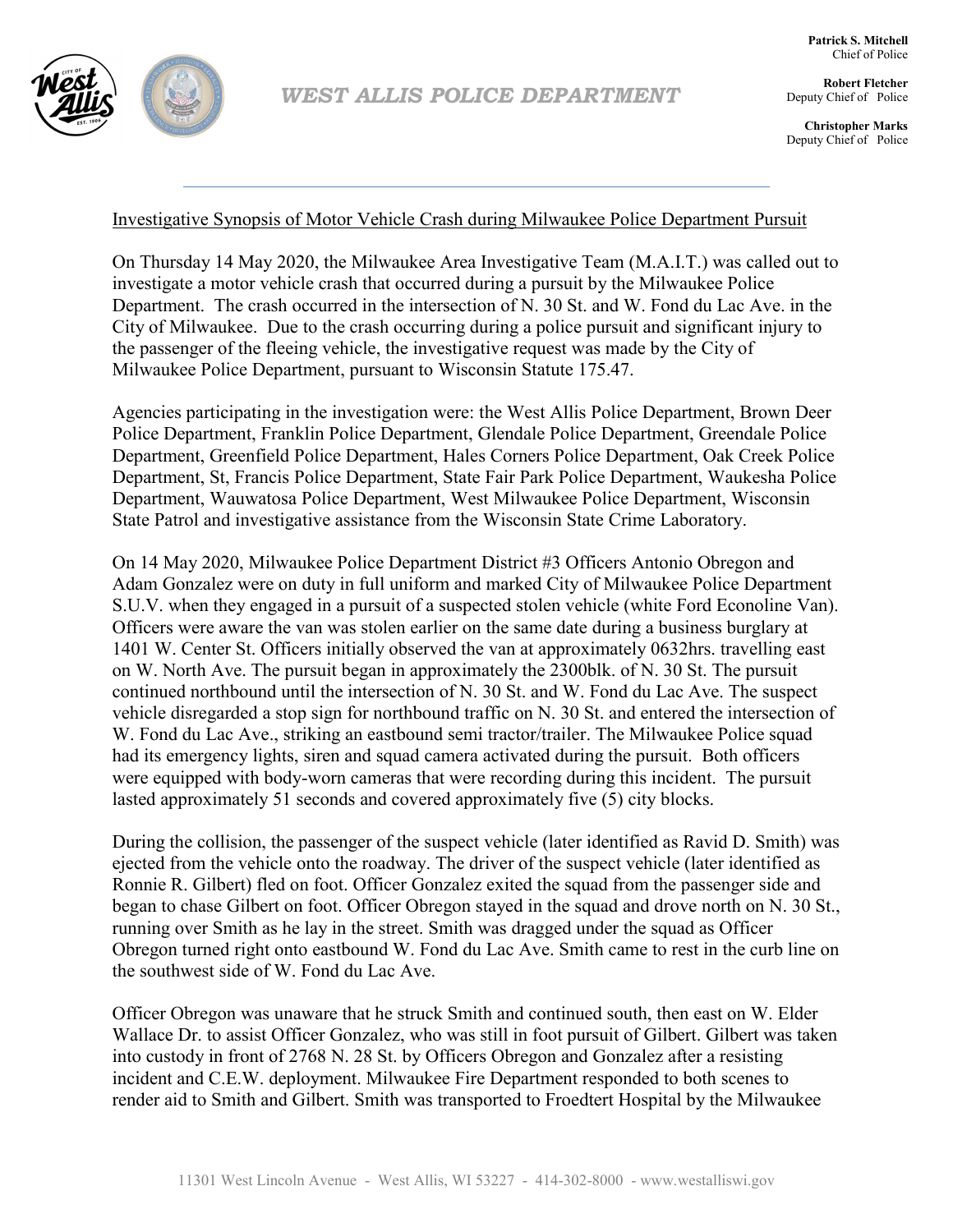Patrick S. Mitchell
Chief of Police

Robert Fletcher
Deputy Chief of Police

Christopher Marks
Deputy Chief of Police

# WEST ALLIS POLICE DEPARTMENT

## Investigative Synopsis of Motor Vehicle Crash during Milwaukee Police Department Pursuit

On Thursday 14 May 2020, the Milwaukee Area Investigative Team (M.A.I.T.) was called out to investigate a motor vehicle crash that occurred during a pursuit by the Milwaukee Police Department. The crash occurred in the intersection of N. 30 St. and W. Fond du Lac Ave. in the City of Milwaukee. Due to the crash occurring during a police pursuit and significant injury to the passenger of the fleeing vehicle, the investigative request was made by the City of Milwaukee Police Department, pursuant to Wisconsin Statute 175.47.

Agencies participating in the investigation were: the West Allis Police Department, Brown Deer Police Department, Franklin Police Department, Glendale Police Department, Greendale Police Department, Greenfield Police Department, Hales Corners Police Department, Oak Creek Police Department, St, Francis Police Department, State Fair Park Police Department, Waukesha Police Department, Wauwatosa Police Department, West Milwaukee Police Department, Wisconsin State Patrol and investigative assistance from the Wisconsin State Crime Laboratory.

On 14 May 2020, Milwaukee Police Department District #3 Officers Antonio Obregon and Adam Gonzalez were on duty in full uniform and marked City of Milwaukee Police Department S.U.V. when they engaged in a pursuit of a suspected stolen vehicle (white Ford Econoline Van). Officers were aware the van was stolen earlier on the same date during a business burglary at 1401 W. Center St. Officers initially observed the van at approximately 0632hrs. travelling east on W. North Ave. The pursuit began in approximately the 2300blk. of N. 30 St. The pursuit continued northbound until the intersection of N. 30 St. and W. Fond du Lac Ave. The suspect vehicle disregarded a stop sign for northbound traffic on N. 30 St. and entered the intersection of W. Fond du Lac Ave., striking an eastbound semi tractor/trailer. The Milwaukee Police squad had its emergency lights, siren and squad camera activated during the pursuit. Both officers were equipped with body-worn cameras that were recording during this incident. The pursuit lasted approximately 51 seconds and covered approximately five (5) city blocks.

During the collision, the passenger of the suspect vehicle (later identified as Ravid D. Smith) was ejected from the vehicle onto the roadway. The driver of the suspect vehicle (later identified as Ronnie R. Gilbert) fled on foot. Officer Gonzalez exited the squad from the passenger side and began to chase Gilbert on foot. Officer Obregon stayed in the squad and drove north on N. 30 St., running over Smith as he lay in the street. Smith was dragged under the squad as Officer Obregon turned right onto eastbound W. Fond du Lac Ave. Smith came to rest in the curb line on the southwest side of W. Fond du Lac Ave.

Officer Obregon was unaware that he struck Smith and continued south, then east on W. Elder Wallace Dr. to assist Officer Gonzalez, who was still in foot pursuit of Gilbert. Gilbert was taken into custody in front of 2768 N. 28 St. by Officers Obregon and Gonzalez after a resisting incident and C.E.W. deployment. Milwaukee Fire Department responded to both scenes to render aid to Smith and Gilbert. Smith was transported to Froedtert Hospital by the Milwaukee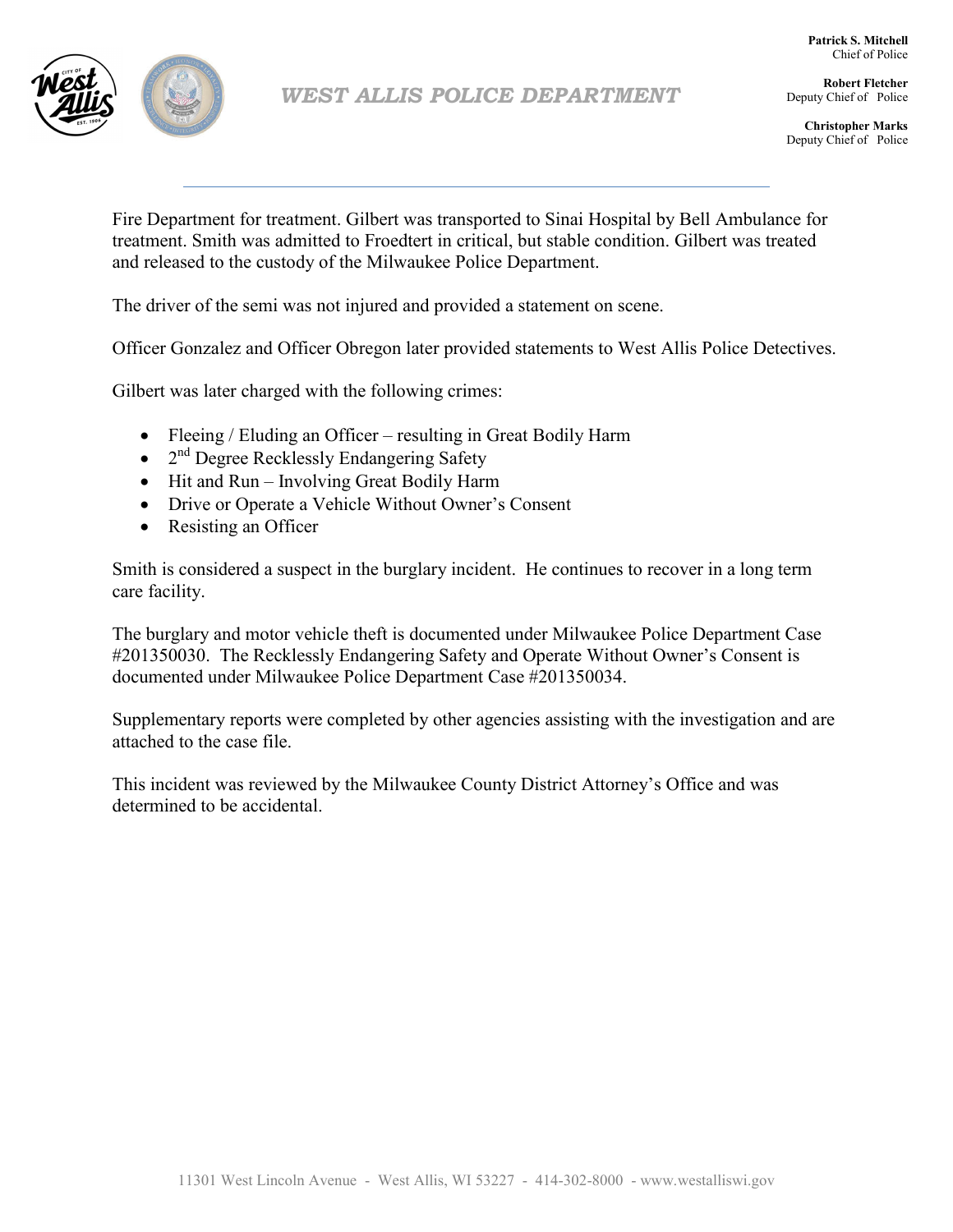Fire Department for treatment. Gilbert was transported to Sinai Hospital by Bell Ambulance for treatment. Smith was admitted to Froedtert in critical, but stable condition. Gilbert was treated and released to the custody of the Milwaukee Police Department.

The driver of the semi was not injured and provided a statement on scene.

Officer Gonzalez and Officer Obregon later provided statements to West Allis Police Detectives.

Gilbert was later charged with the following crimes:

- Fleeing / Eluding an Officer – resulting in Great Bodily Harm
- 2nd Degree Recklessly Endangering Safety
- Hit and Run – Involving Great Bodily Harm
- Drive or Operate a Vehicle Without Owner's Consent
- Resisting an Officer

Smith is considered a suspect in the burglary incident. He continues to recover in a long term care facility.

The burglary and motor vehicle theft is documented under Milwaukee Police Department Case #201350030. The Recklessly Endangering Safety and Operate Without Owner's Consent is documented under Milwaukee Police Department Case #201350034.

Supplementary reports were completed by other agencies assisting with the investigation and are attached to the case file.

This incident was reviewed by the Milwaukee County District Attorney's Office and was determined to be accidental.